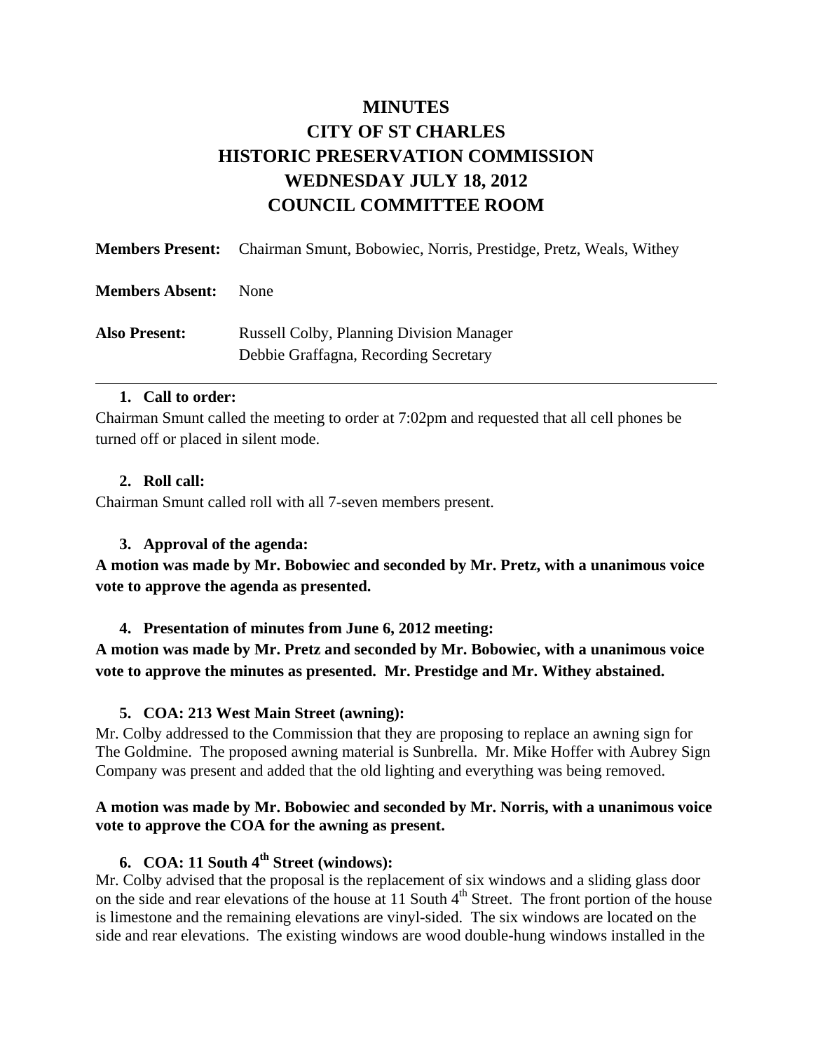# MINUTES
# CITY OF ST CHARLES
# HISTORIC PRESERVATION COMMISSION
# WEDNESDAY JULY 18, 2012
# COUNCIL COMMITTEE ROOM

**Members Present:** Chairman Smunt, Bobowiec, Norris, Prestidge, Pretz, Weals, Withey

**Members Absent:** None

**Also Present:** Russell Colby, Planning Division Manager
Debbie Graffagna, Recording Secretary

---

1. **Call to order:**

Chairman Smunt called the meeting to order at 7:02pm and requested that all cell phones be turned off or placed in silent mode.

2. **Roll call:**

Chairman Smunt called roll with all 7-seven members present.

3. **Approval of the agenda:**

**A motion was made by Mr. Bobowiec and seconded by Mr. Pretz, with a unanimous voice vote to approve the agenda as presented.**

4. **Presentation of minutes from June 6, 2012 meeting:**

**A motion was made by Mr. Pretz and seconded by Mr. Bobowiec, with a unanimous voice vote to approve the minutes as presented. Mr. Prestidge and Mr. Withey abstained.**

5. **COA: 213 West Main Street (awning):**

Mr. Colby addressed to the Commission that they are proposing to replace an awning sign for The Goldmine. The proposed awning material is Sunbrella. Mr. Mike Hoffer with Aubrey Sign Company was present and added that the old lighting and everything was being removed.

**A motion was made by Mr. Bobowiec and seconded by Mr. Norris, with a unanimous voice vote to approve the COA for the awning as present.**

6. **COA: 11 South 4th Street (windows):**

Mr. Colby advised that the proposal is the replacement of six windows and a sliding glass door on the side and rear elevations of the house at 11 South 4th Street. The front portion of the house is limestone and the remaining elevations are vinyl-sided. The six windows are located on the side and rear elevations. The existing windows are wood double-hung windows installed in the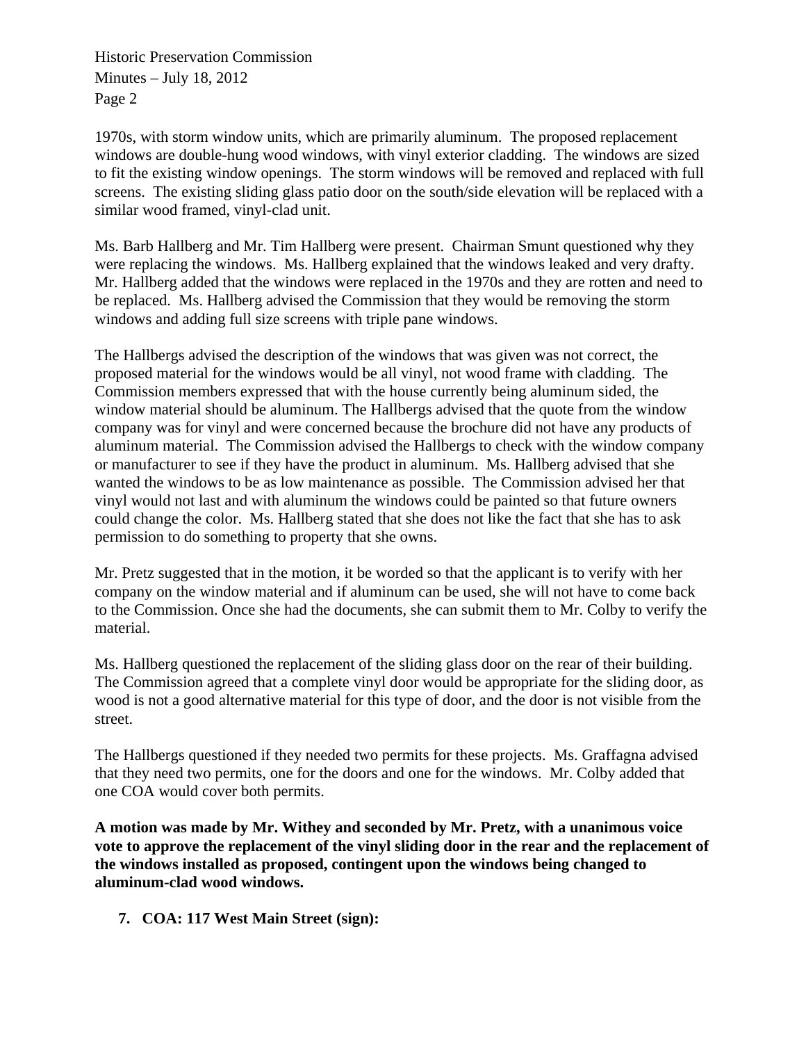1970s, with storm window units, which are primarily aluminum. The proposed replacement windows are double-hung wood windows, with vinyl exterior cladding. The windows are sized to fit the existing window openings. The storm windows will be removed and replaced with full screens. The existing sliding glass patio door on the south/side elevation will be replaced with a similar wood framed, vinyl-clad unit.

Ms. Barb Hallberg and Mr. Tim Hallberg were present. Chairman Smunt questioned why they were replacing the windows. Ms. Hallberg explained that the windows leaked and very drafty. Mr. Hallberg added that the windows were replaced in the 1970s and they are rotten and need to be replaced. Ms. Hallberg advised the Commission that they would be removing the storm windows and adding full size screens with triple pane windows.

The Hallbergs advised the description of the windows that was given was not correct, the proposed material for the windows would be all vinyl, not wood frame with cladding. The Commission members expressed that with the house currently being aluminum sided, the window material should be aluminum. The Hallbergs advised that the quote from the window company was for vinyl and were concerned because the brochure did not have any products of aluminum material. The Commission advised the Hallbergs to check with the window company or manufacturer to see if they have the product in aluminum. Ms. Hallberg advised that she wanted the windows to be as low maintenance as possible. The Commission advised her that vinyl would not last and with aluminum the windows could be painted so that future owners could change the color. Ms. Hallberg stated that she does not like the fact that she has to ask permission to do something to property that she owns.

Mr. Pretz suggested that in the motion, it be worded so that the applicant is to verify with her company on the window material and if aluminum can be used, she will not have to come back to the Commission. Once she had the documents, she can submit them to Mr. Colby to verify the material.

Ms. Hallberg questioned the replacement of the sliding glass door on the rear of their building. The Commission agreed that a complete vinyl door would be appropriate for the sliding door, as wood is not a good alternative material for this type of door, and the door is not visible from the street.

The Hallbergs questioned if they needed two permits for these projects. Ms. Graffagna advised that they need two permits, one for the doors and one for the windows. Mr. Colby added that one COA would cover both permits.

**A motion was made by Mr. Withey and seconded by Mr. Pretz, with a unanimous voice vote to approve the replacement of the vinyl sliding door in the rear and the replacement of the windows installed as proposed, contingent upon the windows being changed to aluminum-clad wood windows.**

7. **COA: 117 West Main Street (sign):**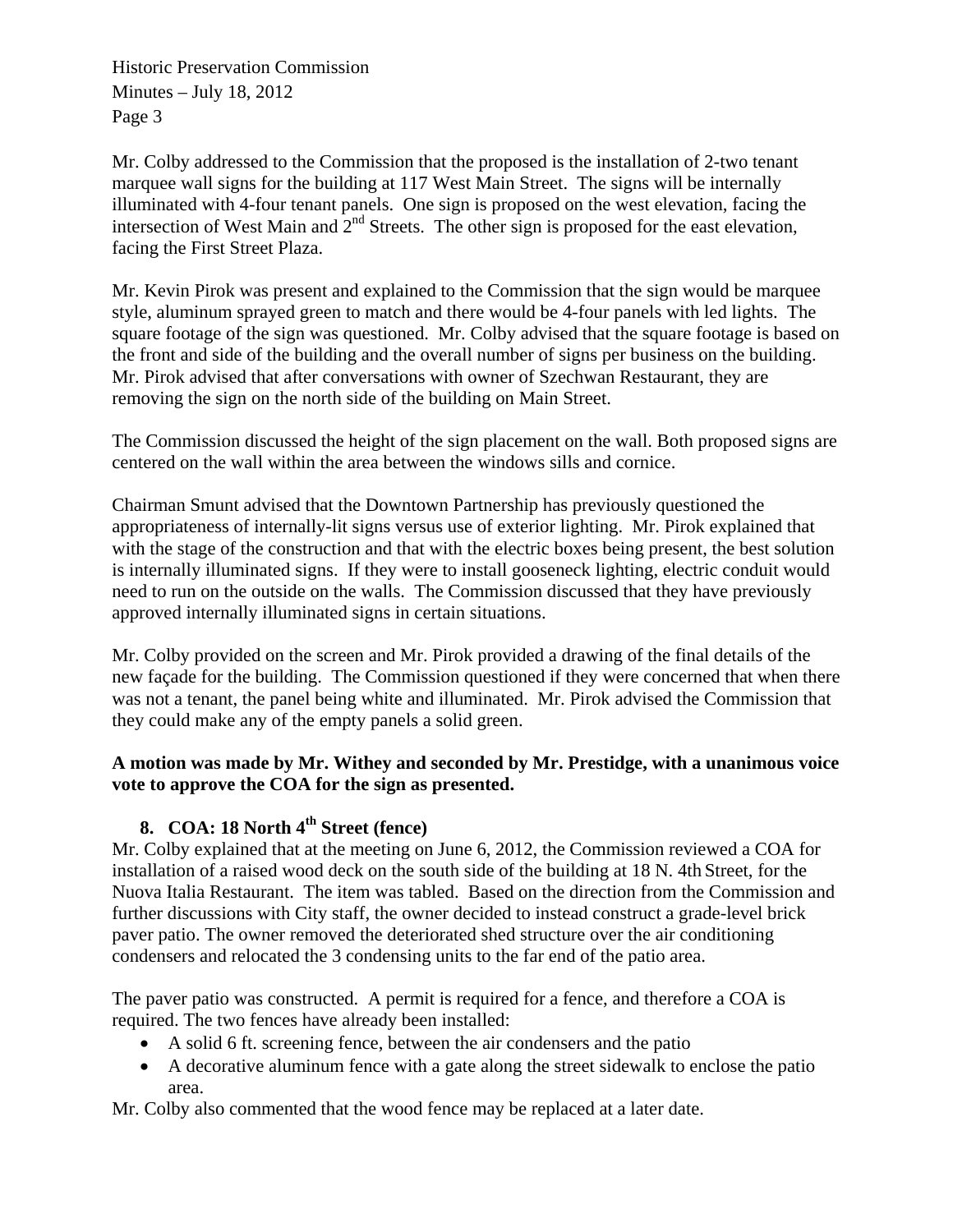Mr. Colby addressed to the Commission that the proposed is the installation of 2-two tenant marquee wall signs for the building at 117 West Main Street. The signs will be internally illuminated with 4-four tenant panels. One sign is proposed on the west elevation, facing the intersection of West Main and 2nd Streets. The other sign is proposed for the east elevation, facing the First Street Plaza.

Mr. Kevin Pirok was present and explained to the Commission that the sign would be marquee style, aluminum sprayed green to match and there would be 4-four panels with led lights. The square footage of the sign was questioned. Mr. Colby advised that the square footage is based on the front and side of the building and the overall number of signs per business on the building. Mr. Pirok advised that after conversations with owner of Szechwan Restaurant, they are removing the sign on the north side of the building on Main Street.

The Commission discussed the height of the sign placement on the wall. Both proposed signs are centered on the wall within the area between the windows sills and cornice.

Chairman Smunt advised that the Downtown Partnership has previously questioned the appropriateness of internally-lit signs versus use of exterior lighting. Mr. Pirok explained that with the stage of the construction and that with the electric boxes being present, the best solution is internally illuminated signs. If they were to install gooseneck lighting, electric conduit would need to run on the outside on the walls. The Commission discussed that they have previously approved internally illuminated signs in certain situations.

Mr. Colby provided on the screen and Mr. Pirok provided a drawing of the final details of the new façade for the building. The Commission questioned if they were concerned that when there was not a tenant, the panel being white and illuminated. Mr. Pirok advised the Commission that they could make any of the empty panels a solid green.

**A motion was made by Mr. Withey and seconded by Mr. Prestidge, with a unanimous voice vote to approve the COA for the sign as presented.**

## 8. COA: 18 North 4th Street (fence)

Mr. Colby explained that at the meeting on June 6, 2012, the Commission reviewed a COA for installation of a raised wood deck on the south side of the building at 18 N. 4th Street, for the Nuova Italia Restaurant. The item was tabled. Based on the direction from the Commission and further discussions with City staff, the owner decided to instead construct a grade-level brick paver patio. The owner removed the deteriorated shed structure over the air conditioning condensers and relocated the 3 condensing units to the far end of the patio area.

The paver patio was constructed. A permit is required for a fence, and therefore a COA is required. The two fences have already been installed:

- A solid 6 ft. screening fence, between the air condensers and the patio
- A decorative aluminum fence with a gate along the street sidewalk to enclose the patio area.

Mr. Colby also commented that the wood fence may be replaced at a later date.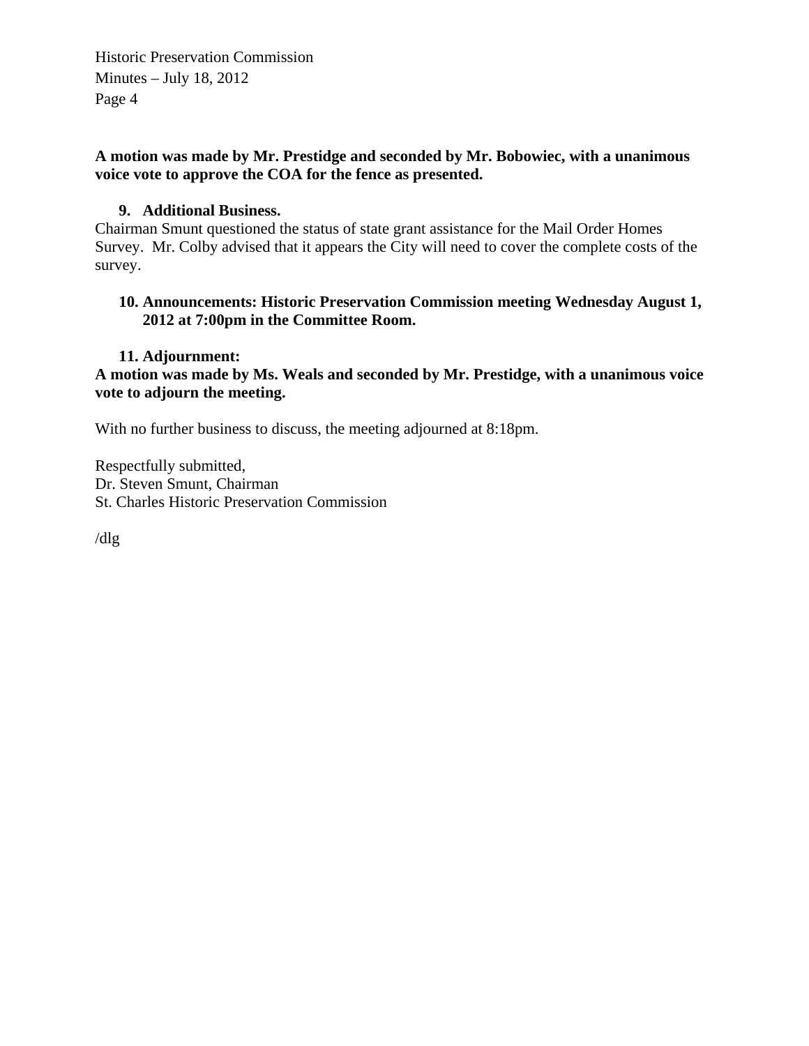**A motion was made by Mr. Prestidge and seconded by Mr. Bobowiec, with a unanimous voice vote to approve the COA for the fence as presented.**

9. **Additional Business.**

Chairman Smunt questioned the status of state grant assistance for the Mail Order Homes Survey. Mr. Colby advised that it appears the City will need to cover the complete costs of the survey.

10. **Announcements: Historic Preservation Commission meeting Wednesday August 1, 2012 at 7:00pm in the Committee Room.**

11. **Adjournment:**

**A motion was made by Ms. Weals and seconded by Mr. Prestidge, with a unanimous voice vote to adjourn the meeting.**

With no further business to discuss, the meeting adjourned at 8:18pm.

Respectfully submitted,
Dr. Steven Smunt, Chairman
St. Charles Historic Preservation Commission

/dlg